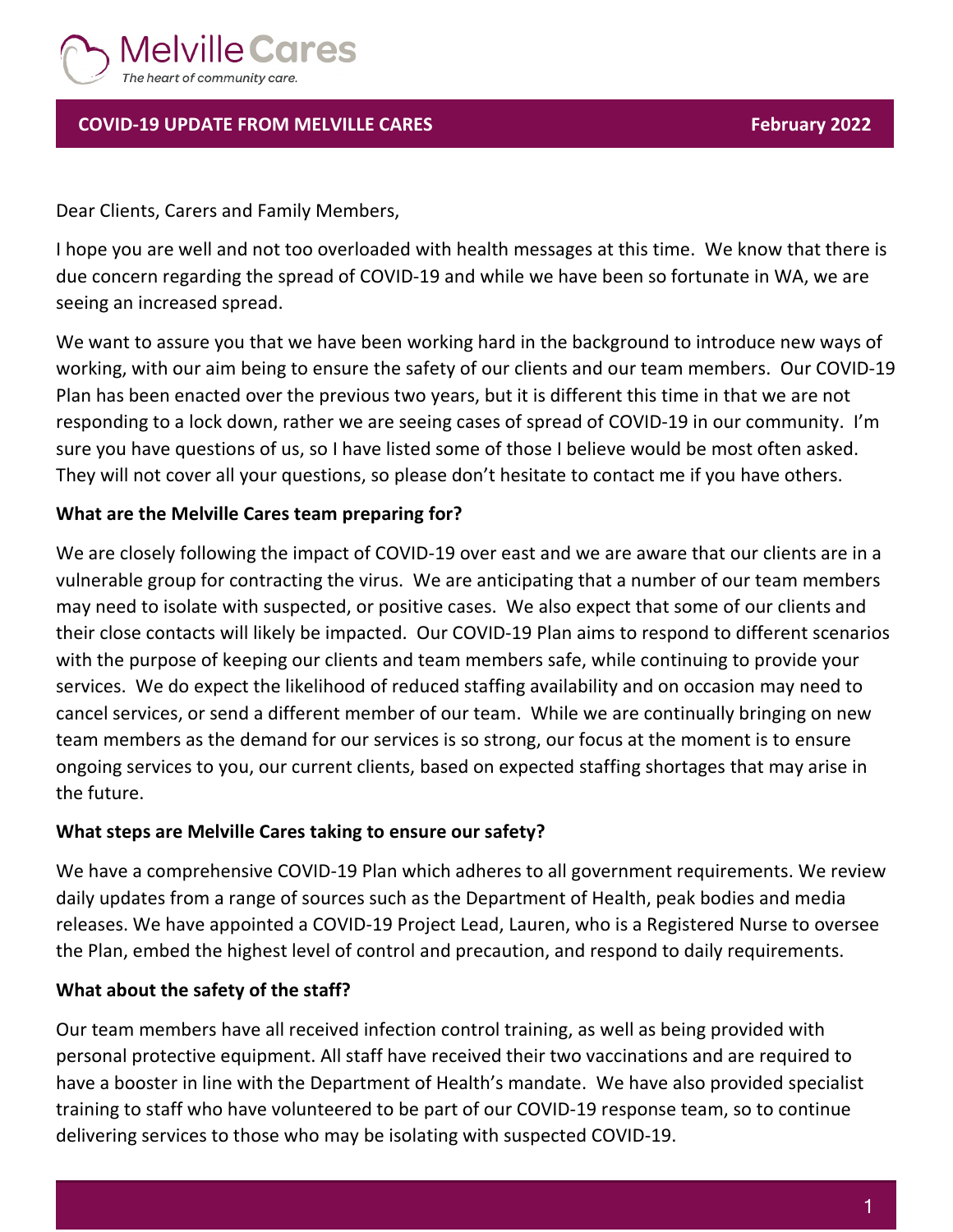Melville Cares

*The heart of community care.*

**COVID-19 UPDATE FROM MELVILLE CARES** **February 2022**

Dear Clients, Carers and Family Members,

I hope you are well and not too overloaded with health messages at this time. We know that there is due concern regarding the spread of COVID-19 and while we have been so fortunate in WA, we are seeing an increased spread.

We want to assure you that we have been working hard in the background to introduce new ways of working, with our aim being to ensure the safety of our clients and our team members. Our COVID-19 Plan has been enacted over the previous two years, but it is different this time in that we are not responding to a lock down, rather we are seeing cases of spread of COVID-19 in our community. I'm sure you have questions of us, so I have listed some of those I believe would be most often asked. They will not cover all your questions, so please don't hesitate to contact me if you have others.

**What are the Melville Cares team preparing for?**

We are closely following the impact of COVID-19 over east and we are aware that our clients are in a vulnerable group for contracting the virus. We are anticipating that a number of our team members may need to isolate with suspected, or positive cases. We also expect that some of our clients and their close contacts will likely be impacted. Our COVID-19 Plan aims to respond to different scenarios with the purpose of keeping our clients and team members safe, while continuing to provide your services. We do expect the likelihood of reduced staffing availability and on occasion may need to cancel services, or send a different member of our team. While we are continually bringing on new team members as the demand for our services is so strong, our focus at the moment is to ensure ongoing services to you, our current clients, based on expected staffing shortages that may arise in the future.

**What steps are Melville Cares taking to ensure our safety?**

We have a comprehensive COVID-19 Plan which adheres to all government requirements. We review daily updates from a range of sources such as the Department of Health, peak bodies and media releases. We have appointed a COVID-19 Project Lead, Lauren, who is a Registered Nurse to oversee the Plan, embed the highest level of control and precaution, and respond to daily requirements.

**What about the safety of the staff?**

Our team members have all received infection control training, as well as being provided with personal protective equipment. All staff have received their two vaccinations and are required to have a booster in line with the Department of Health's mandate. We have also provided specialist training to staff who have volunteered to be part of our COVID-19 response team, so to continue delivering services to those who may be isolating with suspected COVID-19.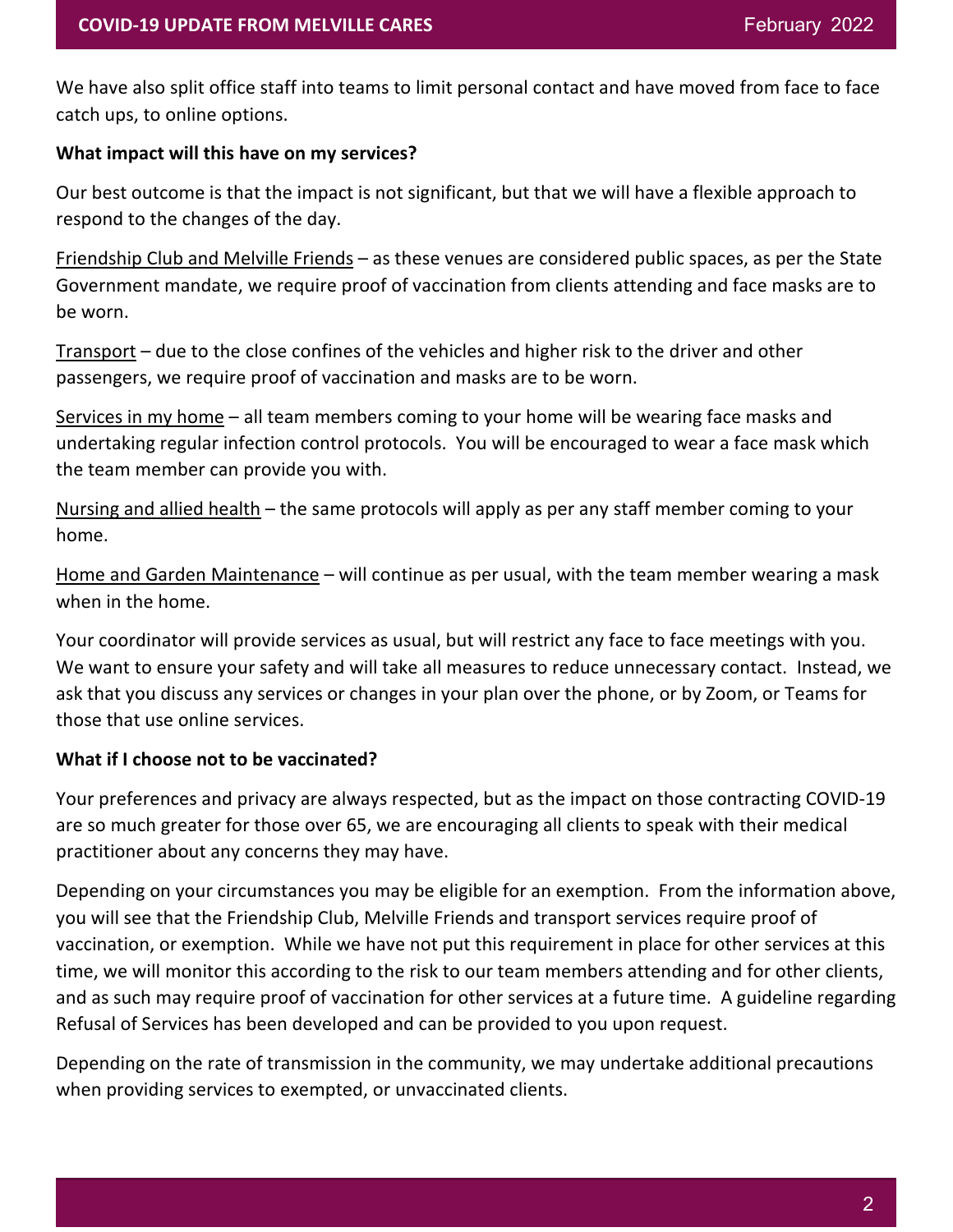We have also split office staff into teams to limit personal contact and have moved from face to face catch ups, to online options.

**What impact will this have on my services?**

Our best outcome is that the impact is not significant, but that we will have a flexible approach to respond to the changes of the day.

<u>Friendship Club and Melville Friends</u> – as these venues are considered public spaces, as per the State Government mandate, we require proof of vaccination from clients attending and face masks are to be worn.

<u>Transport</u> – due to the close confines of the vehicles and higher risk to the driver and other passengers, we require proof of vaccination and masks are to be worn.

<u>Services in my home</u> – all team members coming to your home will be wearing face masks and undertaking regular infection control protocols. You will be encouraged to wear a face mask which the team member can provide you with.

<u>Nursing and allied health</u> – the same protocols will apply as per any staff member coming to your home.

<u>Home and Garden Maintenance</u> – will continue as per usual, with the team member wearing a mask when in the home.

Your coordinator will provide services as usual, but will restrict any face to face meetings with you. We want to ensure your safety and will take all measures to reduce unnecessary contact. Instead, we ask that you discuss any services or changes in your plan over the phone, or by Zoom, or Teams for those that use online services.

**What if I choose not to be vaccinated?**

Your preferences and privacy are always respected, but as the impact on those contracting COVID-19 are so much greater for those over 65, we are encouraging all clients to speak with their medical practitioner about any concerns they may have.

Depending on your circumstances you may be eligible for an exemption. From the information above, you will see that the Friendship Club, Melville Friends and transport services require proof of vaccination, or exemption. While we have not put this requirement in place for other services at this time, we will monitor this according to the risk to our team members attending and for other clients, and as such may require proof of vaccination for other services at a future time. A guideline regarding Refusal of Services has been developed and can be provided to you upon request.

Depending on the rate of transmission in the community, we may undertake additional precautions when providing services to exempted, or unvaccinated clients.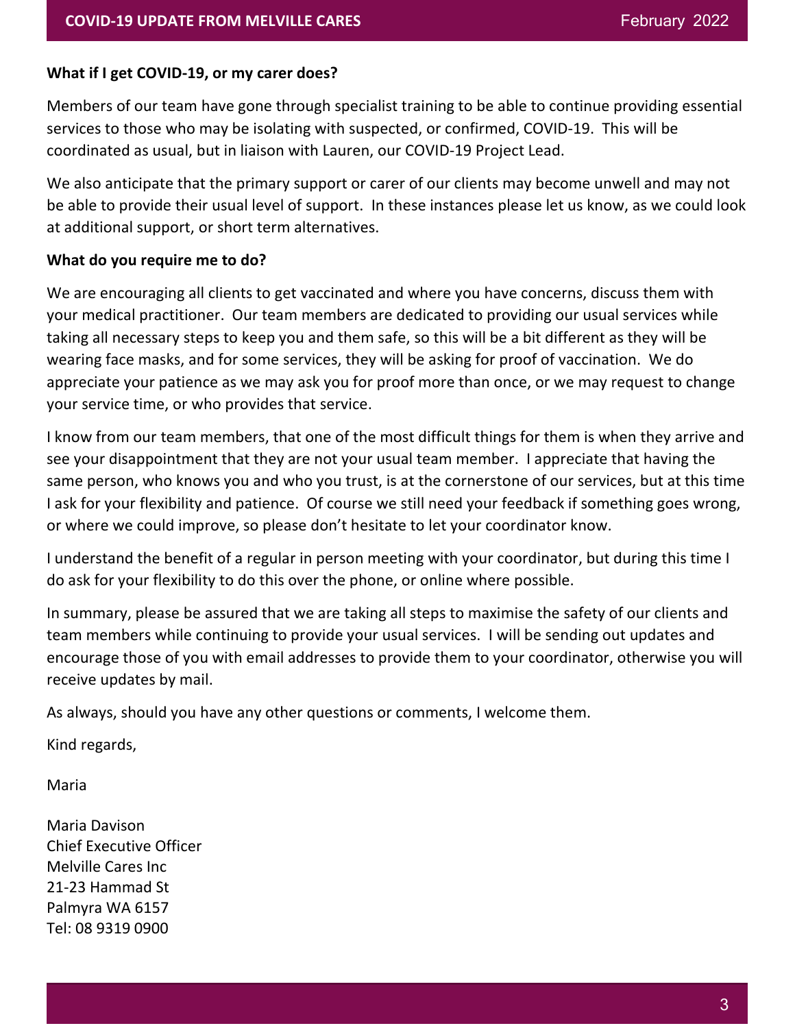**What if I get COVID-19, or my carer does?**

Members of our team have gone through specialist training to be able to continue providing essential services to those who may be isolating with suspected, or confirmed, COVID-19. This will be coordinated as usual, but in liaison with Lauren, our COVID-19 Project Lead.

We also anticipate that the primary support or carer of our clients may become unwell and may not be able to provide their usual level of support. In these instances please let us know, as we could look at additional support, or short term alternatives.

**What do you require me to do?**

We are encouraging all clients to get vaccinated and where you have concerns, discuss them with your medical practitioner. Our team members are dedicated to providing our usual services while taking all necessary steps to keep you and them safe, so this will be a bit different as they will be wearing face masks, and for some services, they will be asking for proof of vaccination. We do appreciate your patience as we may ask you for proof more than once, or we may request to change your service time, or who provides that service.

I know from our team members, that one of the most difficult things for them is when they arrive and see your disappointment that they are not your usual team member. I appreciate that having the same person, who knows you and who you trust, is at the cornerstone of our services, but at this time I ask for your flexibility and patience. Of course we still need your feedback if something goes wrong, or where we could improve, so please don't hesitate to let your coordinator know.

I understand the benefit of a regular in person meeting with your coordinator, but during this time I do ask for your flexibility to do this over the phone, or online where possible.

In summary, please be assured that we are taking all steps to maximise the safety of our clients and team members while continuing to provide your usual services. I will be sending out updates and encourage those of you with email addresses to provide them to your coordinator, otherwise you will receive updates by mail.

As always, should you have any other questions or comments, I welcome them.

Kind regards,

Maria

Maria Davison
Chief Executive Officer
Melville Cares Inc
21-23 Hammad St
Palmyra WA 6157
Tel: 08 9319 0900